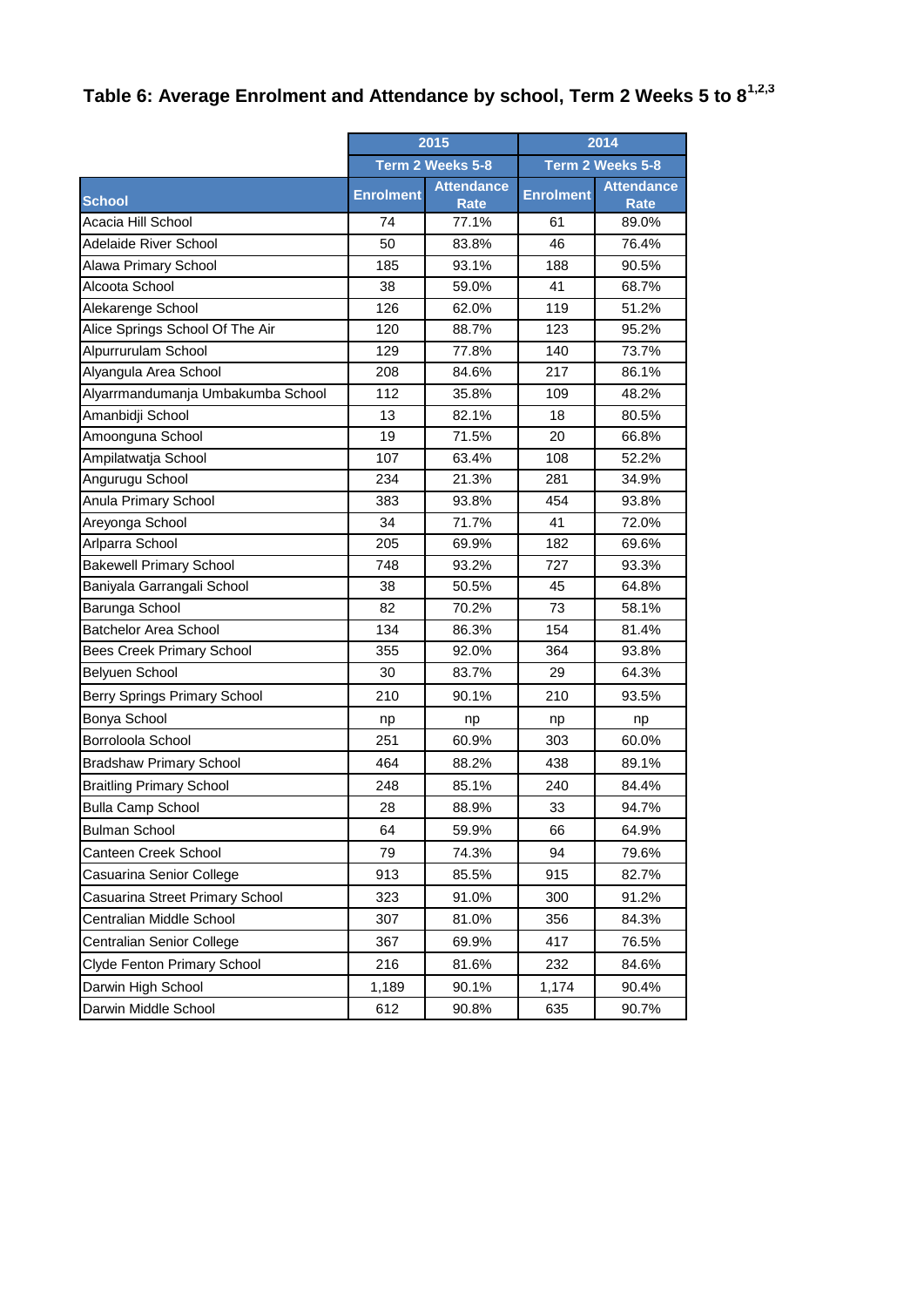# Table 6: Average Enrolment and Attendance by school, Term 2 Weeks 5 to 8[1,2,3]

| | 2015 | | 2014 | |
|---|---|---|---|---|
| | Term 2 Weeks 5-8 | | Term 2 Weeks 5-8 | |
| School | Enrolment | Attendance Rate | Enrolment | Attendance Rate |
| Acacia Hill School | 74 | 77.1% | 61 | 89.0% |
| Adelaide River School | 50 | 83.8% | 46 | 76.4% |
| Alawa Primary School | 185 | 93.1% | 188 | 90.5% |
| Alcoota School | 38 | 59.0% | 41 | 68.7% |
| Alekarenge School | 126 | 62.0% | 119 | 51.2% |
| Alice Springs School Of The Air | 120 | 88.7% | 123 | 95.2% |
| Alpurrurulam School | 129 | 77.8% | 140 | 73.7% |
| Alyangula Area School | 208 | 84.6% | 217 | 86.1% |
| Alyarrmandumanja Umbakumba School | 112 | 35.8% | 109 | 48.2% |
| Amanbidji School | 13 | 82.1% | 18 | 80.5% |
| Amoonguna School | 19 | 71.5% | 20 | 66.8% |
| Ampilatwatja School | 107 | 63.4% | 108 | 52.2% |
| Angurugu School | 234 | 21.3% | 281 | 34.9% |
| Anula Primary School | 383 | 93.8% | 454 | 93.8% |
| Areyonga School | 34 | 71.7% | 41 | 72.0% |
| Arlparra School | 205 | 69.9% | 182 | 69.6% |
| Bakewell Primary School | 748 | 93.2% | 727 | 93.3% |
| Baniyala Garrangali School | 38 | 50.5% | 45 | 64.8% |
| Barunga School | 82 | 70.2% | 73 | 58.1% |
| Batchelor Area School | 134 | 86.3% | 154 | 81.4% |
| Bees Creek Primary School | 355 | 92.0% | 364 | 93.8% |
| Belyuen School | 30 | 83.7% | 29 | 64.3% |
| Berry Springs Primary School | 210 | 90.1% | 210 | 93.5% |
| Bonya School | np | np | np | np |
| Borroloola School | 251 | 60.9% | 303 | 60.0% |
| Bradshaw Primary School | 464 | 88.2% | 438 | 89.1% |
| Braitling Primary School | 248 | 85.1% | 240 | 84.4% |
| Bulla Camp School | 28 | 88.9% | 33 | 94.7% |
| Bulman School | 64 | 59.9% | 66 | 64.9% |
| Canteen Creek School | 79 | 74.3% | 94 | 79.6% |
| Casuarina Senior College | 913 | 85.5% | 915 | 82.7% |
| Casuarina Street Primary School | 323 | 91.0% | 300 | 91.2% |
| Centralian Middle School | 307 | 81.0% | 356 | 84.3% |
| Centralian Senior College | 367 | 69.9% | 417 | 76.5% |
| Clyde Fenton Primary School | 216 | 81.6% | 232 | 84.6% |
| Darwin High School | 1,189 | 90.1% | 1,174 | 90.4% |
| Darwin Middle School | 612 | 90.8% | 635 | 90.7% |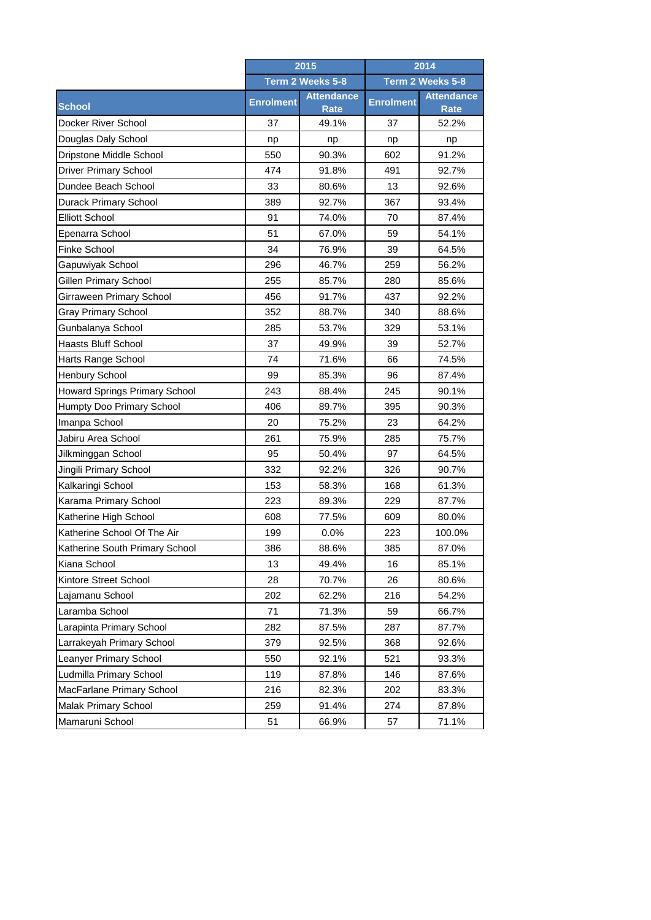| School | 2015 | | 2014 | |
|---|---|---|---|---|
| | Term 2 Weeks 5-8 | | Term 2 Weeks 5-8 | |
| | Enrolment | Attendance Rate | Enrolment | Attendance Rate |
| Docker River School | 37 | 49.1% | 37 | 52.2% |
| Douglas Daly School | np | np | np | np |
| Dripstone Middle School | 550 | 90.3% | 602 | 91.2% |
| Driver Primary School | 474 | 91.8% | 491 | 92.7% |
| Dundee Beach School | 33 | 80.6% | 13 | 92.6% |
| Durack Primary School | 389 | 92.7% | 367 | 93.4% |
| Elliott School | 91 | 74.0% | 70 | 87.4% |
| Epenarra School | 51 | 67.0% | 59 | 54.1% |
| Finke School | 34 | 76.9% | 39 | 64.5% |
| Gapuwiyak School | 296 | 46.7% | 259 | 56.2% |
| Gillen Primary School | 255 | 85.7% | 280 | 85.6% |
| Girraween Primary School | 456 | 91.7% | 437 | 92.2% |
| Gray Primary School | 352 | 88.7% | 340 | 88.6% |
| Gunbalanya School | 285 | 53.7% | 329 | 53.1% |
| Haasts Bluff School | 37 | 49.9% | 39 | 52.7% |
| Harts Range School | 74 | 71.6% | 66 | 74.5% |
| Henbury School | 99 | 85.3% | 96 | 87.4% |
| Howard Springs Primary School | 243 | 88.4% | 245 | 90.1% |
| Humpty Doo Primary School | 406 | 89.7% | 395 | 90.3% |
| Imanpa School | 20 | 75.2% | 23 | 64.2% |
| Jabiru Area School | 261 | 75.9% | 285 | 75.7% |
| Jilkminggan School | 95 | 50.4% | 97 | 64.5% |
| Jingili Primary School | 332 | 92.2% | 326 | 90.7% |
| Kalkaringi School | 153 | 58.3% | 168 | 61.3% |
| Karama Primary School | 223 | 89.3% | 229 | 87.7% |
| Katherine High School | 608 | 77.5% | 609 | 80.0% |
| Katherine School Of The Air | 199 | 0.0% | 223 | 100.0% |
| Katherine South Primary School | 386 | 88.6% | 385 | 87.0% |
| Kiana School | 13 | 49.4% | 16 | 85.1% |
| Kintore Street School | 28 | 70.7% | 26 | 80.6% |
| Lajamanu School | 202 | 62.2% | 216 | 54.2% |
| Laramba School | 71 | 71.3% | 59 | 66.7% |
| Larapinta Primary School | 282 | 87.5% | 287 | 87.7% |
| Larrakeyah Primary School | 379 | 92.5% | 368 | 92.6% |
| Leanyer Primary School | 550 | 92.1% | 521 | 93.3% |
| Ludmilla Primary School | 119 | 87.8% | 146 | 87.6% |
| MacFarlane Primary School | 216 | 82.3% | 202 | 83.3% |
| Malak Primary School | 259 | 91.4% | 274 | 87.8% |
| Mamaruni School | 51 | 66.9% | 57 | 71.1% |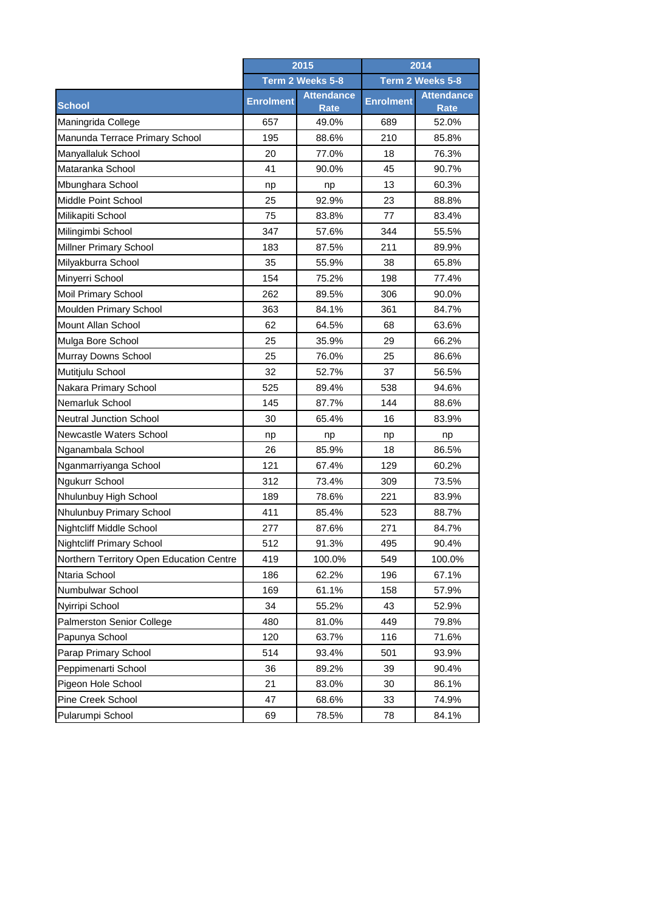| School | 2015 | | 2014 | |
|---|---|---|---|---|
| | Term 2 Weeks 5-8 | | Term 2 Weeks 5-8 | |
| | Enrolment | Attendance Rate | Enrolment | Attendance Rate |
| Maningrida College | 657 | 49.0% | 689 | 52.0% |
| Manunda Terrace Primary School | 195 | 88.6% | 210 | 85.8% |
| Manyallaluk School | 20 | 77.0% | 18 | 76.3% |
| Mataranka School | 41 | 90.0% | 45 | 90.7% |
| Mbunghara School | np | np | 13 | 60.3% |
| Middle Point School | 25 | 92.9% | 23 | 88.8% |
| Milikapiti School | 75 | 83.8% | 77 | 83.4% |
| Milingimbi School | 347 | 57.6% | 344 | 55.5% |
| Millner Primary School | 183 | 87.5% | 211 | 89.9% |
| Milyakburra School | 35 | 55.9% | 38 | 65.8% |
| Minyerri School | 154 | 75.2% | 198 | 77.4% |
| Moil Primary School | 262 | 89.5% | 306 | 90.0% |
| Moulden Primary School | 363 | 84.1% | 361 | 84.7% |
| Mount Allan School | 62 | 64.5% | 68 | 63.6% |
| Mulga Bore School | 25 | 35.9% | 29 | 66.2% |
| Murray Downs School | 25 | 76.0% | 25 | 86.6% |
| Mutitjulu School | 32 | 52.7% | 37 | 56.5% |
| Nakara Primary School | 525 | 89.4% | 538 | 94.6% |
| Nemarluk School | 145 | 87.7% | 144 | 88.6% |
| Neutral Junction School | 30 | 65.4% | 16 | 83.9% |
| Newcastle Waters School | np | np | np | np |
| Nganambala School | 26 | 85.9% | 18 | 86.5% |
| Nganmarriyanga School | 121 | 67.4% | 129 | 60.2% |
| Ngukurr School | 312 | 73.4% | 309 | 73.5% |
| Nhulunbuy High School | 189 | 78.6% | 221 | 83.9% |
| Nhulunbuy Primary School | 411 | 85.4% | 523 | 88.7% |
| Nightcliff Middle School | 277 | 87.6% | 271 | 84.7% |
| Nightcliff Primary School | 512 | 91.3% | 495 | 90.4% |
| Northern Territory Open Education Centre | 419 | 100.0% | 549 | 100.0% |
| Ntaria School | 186 | 62.2% | 196 | 67.1% |
| Numbulwar School | 169 | 61.1% | 158 | 57.9% |
| Nyirripi School | 34 | 55.2% | 43 | 52.9% |
| Palmerston Senior College | 480 | 81.0% | 449 | 79.8% |
| Papunya School | 120 | 63.7% | 116 | 71.6% |
| Parap Primary School | 514 | 93.4% | 501 | 93.9% |
| Peppimenarti School | 36 | 89.2% | 39 | 90.4% |
| Pigeon Hole School | 21 | 83.0% | 30 | 86.1% |
| Pine Creek School | 47 | 68.6% | 33 | 74.9% |
| Pularumpi School | 69 | 78.5% | 78 | 84.1% |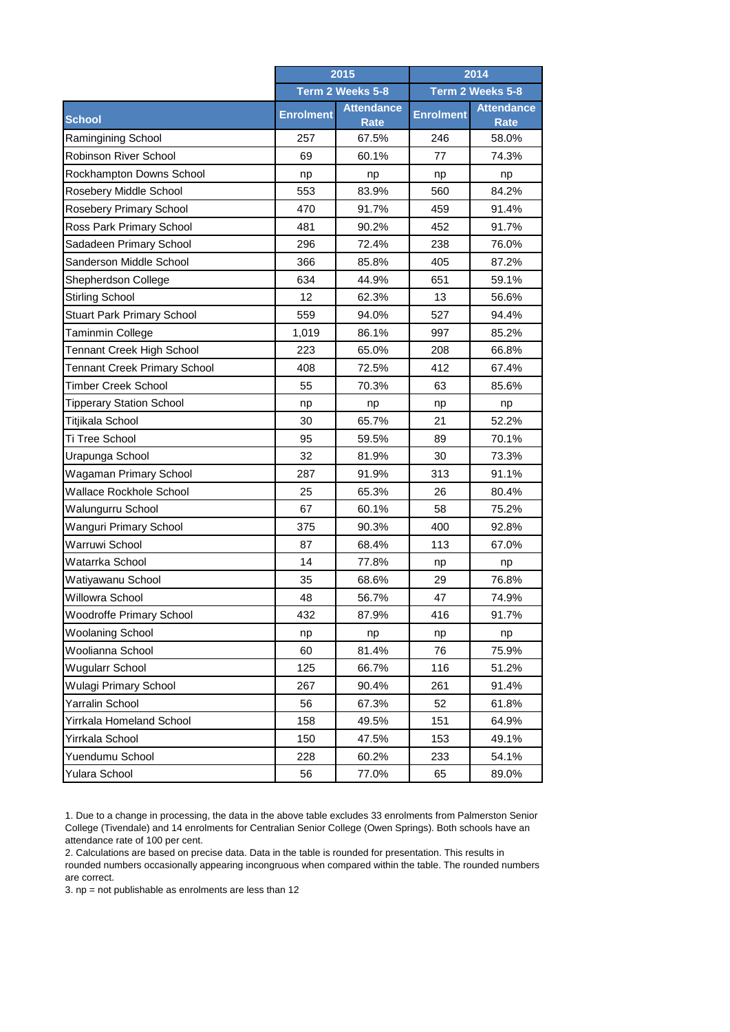| | 2015 | | 2014 | |
|---|---|---|---|---|
| | Term 2 Weeks 5-8 | | Term 2 Weeks 5-8 | |
| School | Enrolment | Attendance Rate | Enrolment | Attendance Rate |
| Ramingining School | 257 | 67.5% | 246 | 58.0% |
| Robinson River School | 69 | 60.1% | 77 | 74.3% |
| Rockhampton Downs School | np | np | np | np |
| Rosebery Middle School | 553 | 83.9% | 560 | 84.2% |
| Rosebery Primary School | 470 | 91.7% | 459 | 91.4% |
| Ross Park Primary School | 481 | 90.2% | 452 | 91.7% |
| Sadadeen Primary School | 296 | 72.4% | 238 | 76.0% |
| Sanderson Middle School | 366 | 85.8% | 405 | 87.2% |
| Shepherdson College | 634 | 44.9% | 651 | 59.1% |
| Stirling School | 12 | 62.3% | 13 | 56.6% |
| Stuart Park Primary School | 559 | 94.0% | 527 | 94.4% |
| Taminmin College | 1,019 | 86.1% | 997 | 85.2% |
| Tennant Creek High School | 223 | 65.0% | 208 | 66.8% |
| Tennant Creek Primary School | 408 | 72.5% | 412 | 67.4% |
| Timber Creek School | 55 | 70.3% | 63 | 85.6% |
| Tipperary Station School | np | np | np | np |
| Titjikala School | 30 | 65.7% | 21 | 52.2% |
| Ti Tree School | 95 | 59.5% | 89 | 70.1% |
| Urapunga School | 32 | 81.9% | 30 | 73.3% |
| Wagaman Primary School | 287 | 91.9% | 313 | 91.1% |
| Wallace Rockhole School | 25 | 65.3% | 26 | 80.4% |
| Walungurru School | 67 | 60.1% | 58 | 75.2% |
| Wanguri Primary School | 375 | 90.3% | 400 | 92.8% |
| Warruwi School | 87 | 68.4% | 113 | 67.0% |
| Watarrka School | 14 | 77.8% | np | np |
| Watiyawanu School | 35 | 68.6% | 29 | 76.8% |
| Willowra School | 48 | 56.7% | 47 | 74.9% |
| Woodroffe Primary School | 432 | 87.9% | 416 | 91.7% |
| Woolaning School | np | np | np | np |
| Woolianna School | 60 | 81.4% | 76 | 75.9% |
| Wugularr School | 125 | 66.7% | 116 | 51.2% |
| Wulagi Primary School | 267 | 90.4% | 261 | 91.4% |
| Yarralin School | 56 | 67.3% | 52 | 61.8% |
| Yirrkala Homeland School | 158 | 49.5% | 151 | 64.9% |
| Yirrkala School | 150 | 47.5% | 153 | 49.1% |
| Yuendumu School | 228 | 60.2% | 233 | 54.1% |
| Yulara School | 56 | 77.0% | 65 | 89.0% |

1. Due to a change in processing, the data in the above table excludes 33 enrolments from Palmerston Senior College (Tivendale) and 14 enrolments for Centralian Senior College (Owen Springs). Both schools have an attendance rate of 100 per cent.

2. Calculations are based on precise data. Data in the table is rounded for presentation. This results in rounded numbers occasionally appearing incongruous when compared within the table. The rounded numbers are correct.

3. np = not publishable as enrolments are less than 12